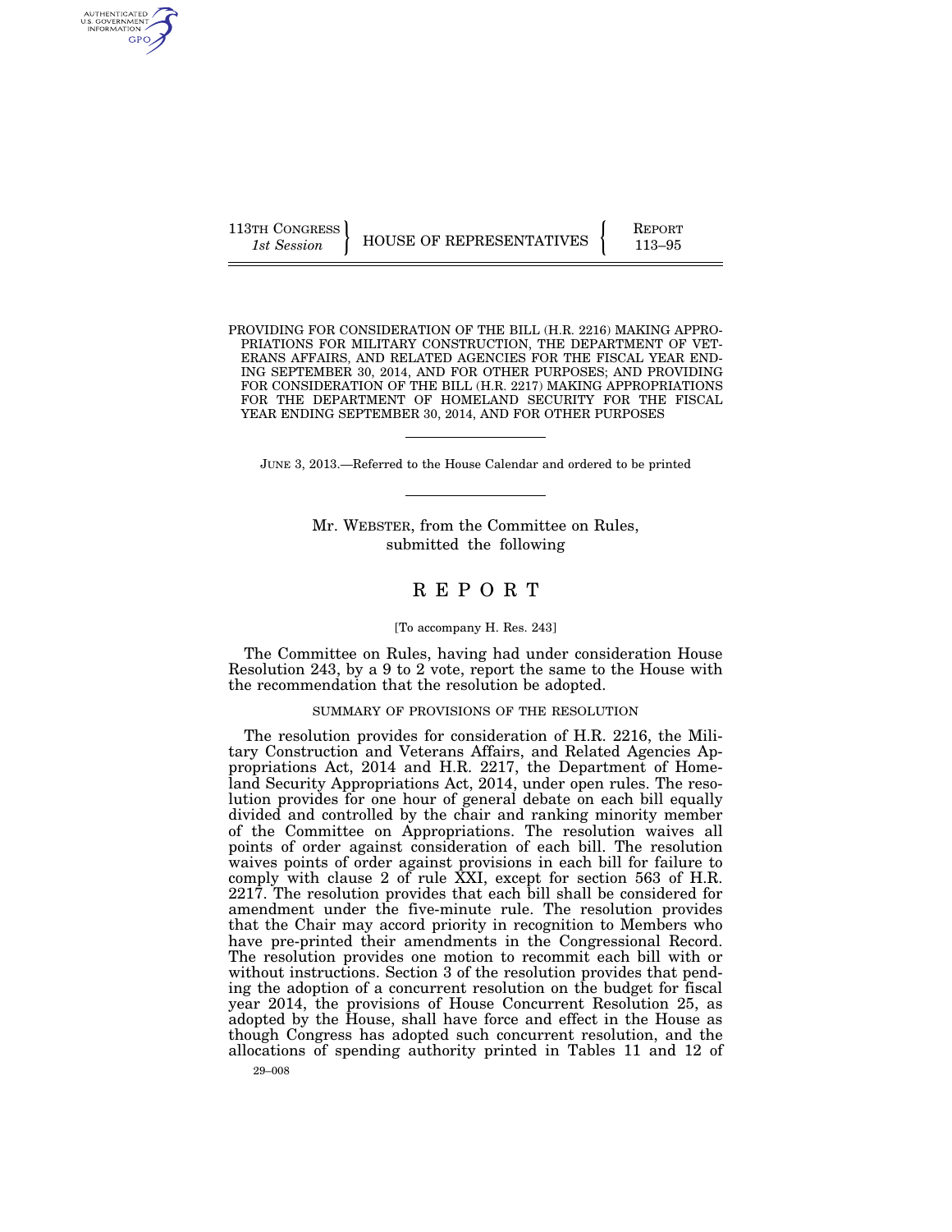113TH CONGRESS
*1st Session*

HOUSE OF REPRESENTATIVES

REPORT
113–95

PROVIDING FOR CONSIDERATION OF THE BILL (H.R. 2216) MAKING APPROPRIATIONS FOR MILITARY CONSTRUCTION, THE DEPARTMENT OF VETERANS AFFAIRS, AND RELATED AGENCIES FOR THE FISCAL YEAR ENDING SEPTEMBER 30, 2014, AND FOR OTHER PURPOSES; AND PROVIDING FOR CONSIDERATION OF THE BILL (H.R. 2217) MAKING APPROPRIATIONS FOR THE DEPARTMENT OF HOMELAND SECURITY FOR THE FISCAL YEAR ENDING SEPTEMBER 30, 2014, AND FOR OTHER PURPOSES

JUNE 3, 2013.—Referred to the House Calendar and ordered to be printed

Mr. WEBSTER, from the Committee on Rules, submitted the following

# REPORT

[To accompany H. Res. 243]

The Committee on Rules, having had under consideration House Resolution 243, by a 9 to 2 vote, report the same to the House with the recommendation that the resolution be adopted.

## SUMMARY OF PROVISIONS OF THE RESOLUTION

The resolution provides for consideration of H.R. 2216, the Military Construction and Veterans Affairs, and Related Agencies Appropriations Act, 2014 and H.R. 2217, the Department of Homeland Security Appropriations Act, 2014, under open rules. The resolution provides for one hour of general debate on each bill equally divided and controlled by the chair and ranking minority member of the Committee on Appropriations. The resolution waives all points of order against consideration of each bill. The resolution waives points of order against provisions in each bill for failure to comply with clause 2 of rule XXI, except for section 563 of H.R. 2217. The resolution provides that each bill shall be considered for amendment under the five-minute rule. The resolution provides that the Chair may accord priority in recognition to Members who have pre-printed their amendments in the Congressional Record. The resolution provides one motion to recommit each bill with or without instructions. Section 3 of the resolution provides that pending the adoption of a concurrent resolution on the budget for fiscal year 2014, the provisions of House Concurrent Resolution 25, as adopted by the House, shall have force and effect in the House as though Congress has adopted such concurrent resolution, and the allocations of spending authority printed in Tables 11 and 12 of

29–008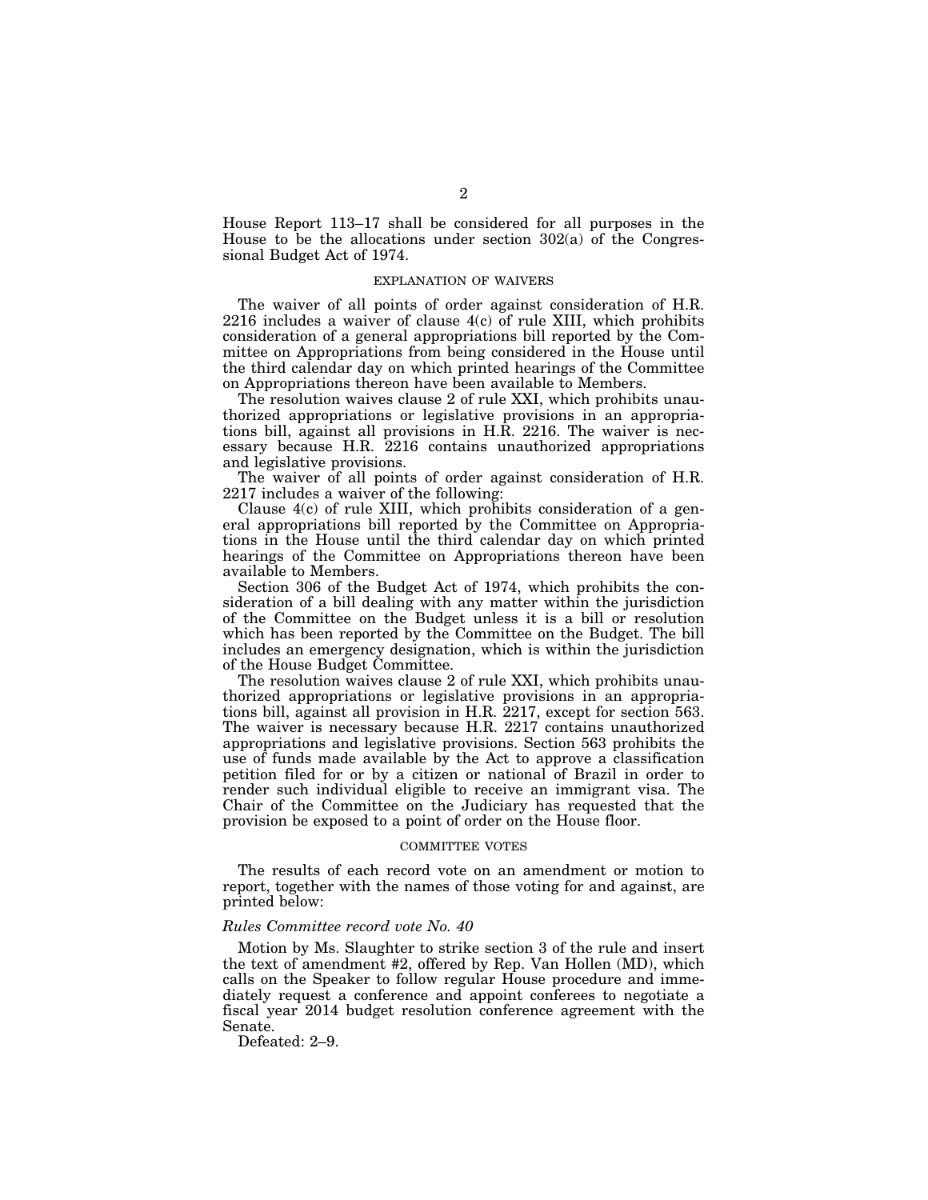House Report 113–17 shall be considered for all purposes in the House to be the allocations under section 302(a) of the Congressional Budget Act of 1974.

## EXPLANATION OF WAIVERS

The waiver of all points of order against consideration of H.R. 2216 includes a waiver of clause 4(c) of rule XIII, which prohibits consideration of a general appropriations bill reported by the Committee on Appropriations from being considered in the House until the third calendar day on which printed hearings of the Committee on Appropriations thereon have been available to Members.

The resolution waives clause 2 of rule XXI, which prohibits unauthorized appropriations or legislative provisions in an appropriations bill, against all provisions in H.R. 2216. The waiver is necessary because H.R. 2216 contains unauthorized appropriations and legislative provisions.

The waiver of all points of order against consideration of H.R. 2217 includes a waiver of the following:

Clause 4(c) of rule XIII, which prohibits consideration of a general appropriations bill reported by the Committee on Appropriations in the House until the third calendar day on which printed hearings of the Committee on Appropriations thereon have been available to Members.

Section 306 of the Budget Act of 1974, which prohibits the consideration of a bill dealing with any matter within the jurisdiction of the Committee on the Budget unless it is a bill or resolution which has been reported by the Committee on the Budget. The bill includes an emergency designation, which is within the jurisdiction of the House Budget Committee.

The resolution waives clause 2 of rule XXI, which prohibits unauthorized appropriations or legislative provisions in an appropriations bill, against all provision in H.R. 2217, except for section 563. The waiver is necessary because H.R. 2217 contains unauthorized appropriations and legislative provisions. Section 563 prohibits the use of funds made available by the Act to approve a classification petition filed for or by a citizen or national of Brazil in order to render such individual eligible to receive an immigrant visa. The Chair of the Committee on the Judiciary has requested that the provision be exposed to a point of order on the House floor.

## COMMITTEE VOTES

The results of each record vote on an amendment or motion to report, together with the names of those voting for and against, are printed below:

### *Rules Committee record vote No. 40*

Motion by Ms. Slaughter to strike section 3 of the rule and insert the text of amendment #2, offered by Rep. Van Hollen (MD), which calls on the Speaker to follow regular House procedure and immediately request a conference and appoint conferees to negotiate a fiscal year 2014 budget resolution conference agreement with the Senate.

Defeated: 2–9.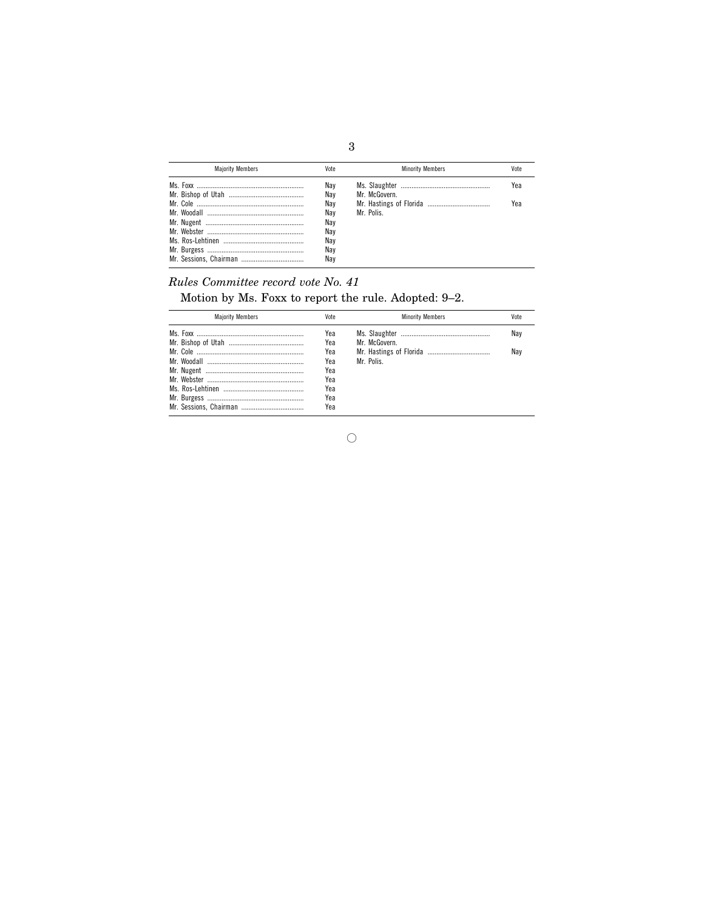| Majority Members | Vote | Minority Members | Vote |
|---|---|---|---|
| Ms. Foxx | Nay | Ms. Slaughter | Yea |
| Mr. Bishop of Utah | Nay | Mr. McGovern. | |
| Mr. Cole | Nay | Mr. Hastings of Florida | Yea |
| Mr. Woodall | Nay | Mr. Polis. | |
| Mr. Nugent | Nay | | |
| Mr. Webster | Nay | | |
| Ms. Ros-Lehtinen | Nay | | |
| Mr. Burgess | Nay | | |
| Mr. Sessions, Chairman | Nay | | |

*Rules Committee record vote No. 41*

Motion by Ms. Foxx to report the rule. Adopted: 9–2.

| Majority Members | Vote | Minority Members | Vote |
|---|---|---|---|
| Ms. Foxx | Yea | Ms. Slaughter | Nay |
| Mr. Bishop of Utah | Yea | Mr. McGovern. | |
| Mr. Cole | Yea | Mr. Hastings of Florida | Nay |
| Mr. Woodall | Yea | Mr. Polis. | |
| Mr. Nugent | Yea | | |
| Mr. Webster | Yea | | |
| Ms. Ros-Lehtinen | Yea | | |
| Mr. Burgess | Yea | | |
| Mr. Sessions, Chairman | Yea | | |